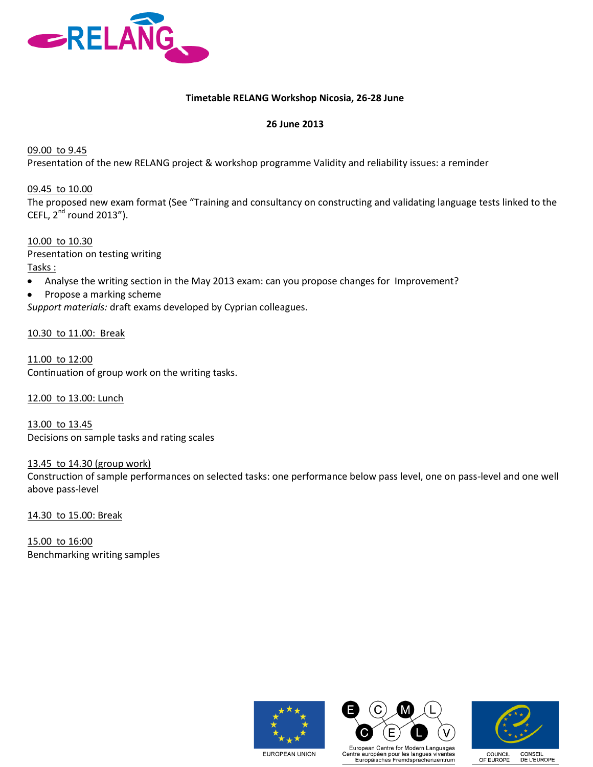**Timetable RELANG Workshop Nicosia, 26-28 June**

**26 June 2013**

09.00 to 9.45

Presentation of the new RELANG project & workshop programme Validity and reliability issues: a reminder

09.45 to 10.00

The proposed new exam format (See "Training and consultancy on constructing and validating language tests linked to the CEFL, 2nd round 2013").

10.00 to 10.30

Presentation on testing writing

Tasks :

- Analyse the writing section in the May 2013 exam: can you propose changes for Improvement?
- Propose a marking scheme

*Support materials:* draft exams developed by Cyprian colleagues.

10.30 to 11.00: Break

11.00 to 12:00

Continuation of group work on the writing tasks.

12.00 to 13.00: Lunch

13.00 to 13.45

Decisions on sample tasks and rating scales

13.45 to 14.30 (group work)

Construction of sample performances on selected tasks: one performance below pass level, one on pass-level and one well above pass-level

14.30 to 15.00: Break

15.00 to 16:00

Benchmarking writing samples

EUROPEAN UNION

European Centre for Modern Languages
Centre européen pour les langues vivantes
Europäisches Fremdsprachenzentrum

COUNCIL OF EUROPE CONSEIL DE L'EUROPE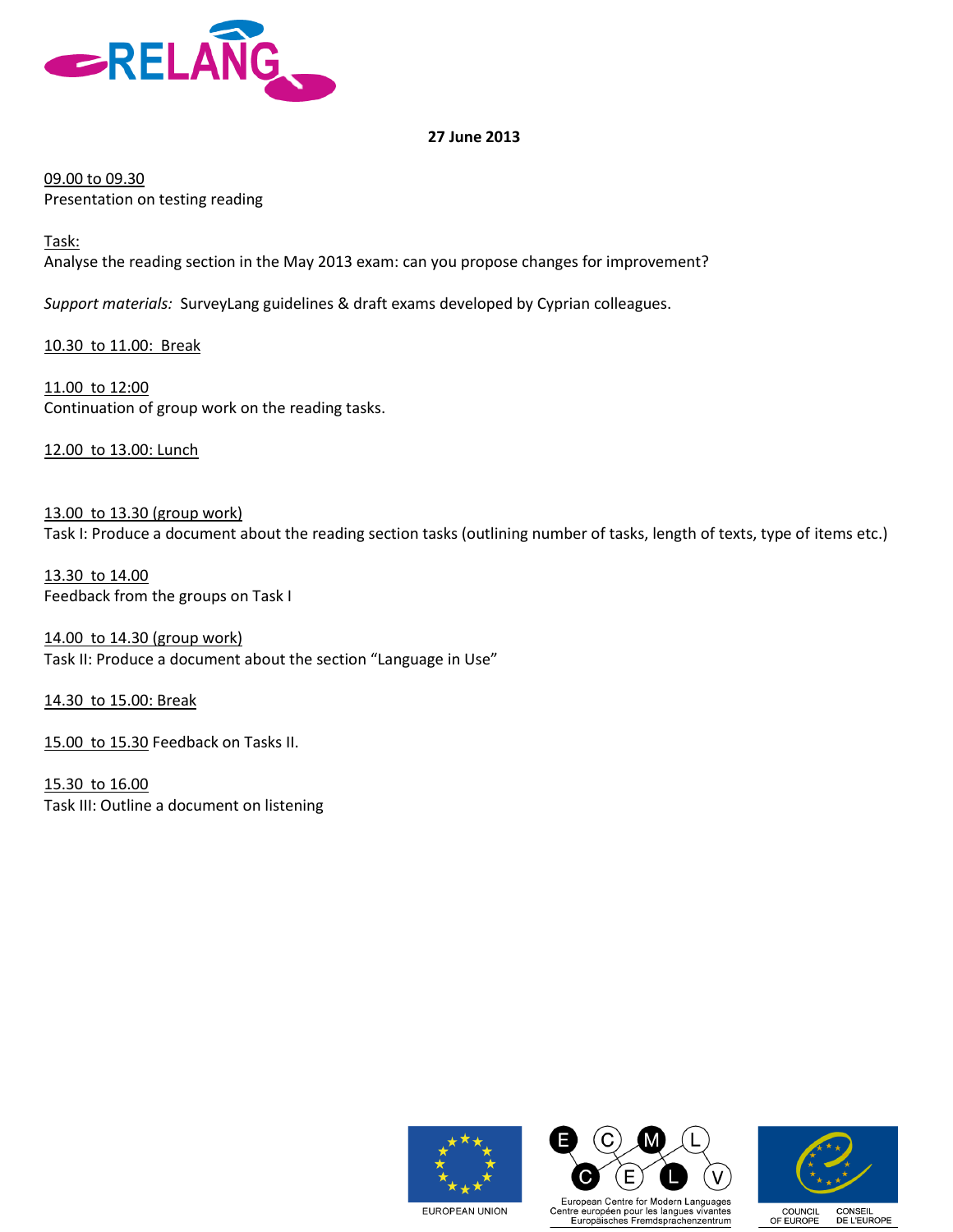**27 June 2013**

09.00 to 09.30
Presentation on testing reading

Task:
Analyse the reading section in the May 2013 exam: can you propose changes for improvement?

*Support materials:* SurveyLang guidelines & draft exams developed by Cyprian colleagues.

10.30 to 11.00: Break

11.00 to 12:00
Continuation of group work on the reading tasks.

12.00 to 13.00: Lunch

13.00 to 13.30 (group work)
Task I: Produce a document about the reading section tasks (outlining number of tasks, length of texts, type of items etc.)

13.30 to 14.00
Feedback from the groups on Task I

14.00 to 14.30 (group work)
Task II: Produce a document about the section "Language in Use"

14.30 to 15.00: Break

15.00 to 15.30 Feedback on Tasks II.

15.30 to 16.00
Task III: Outline a document on listening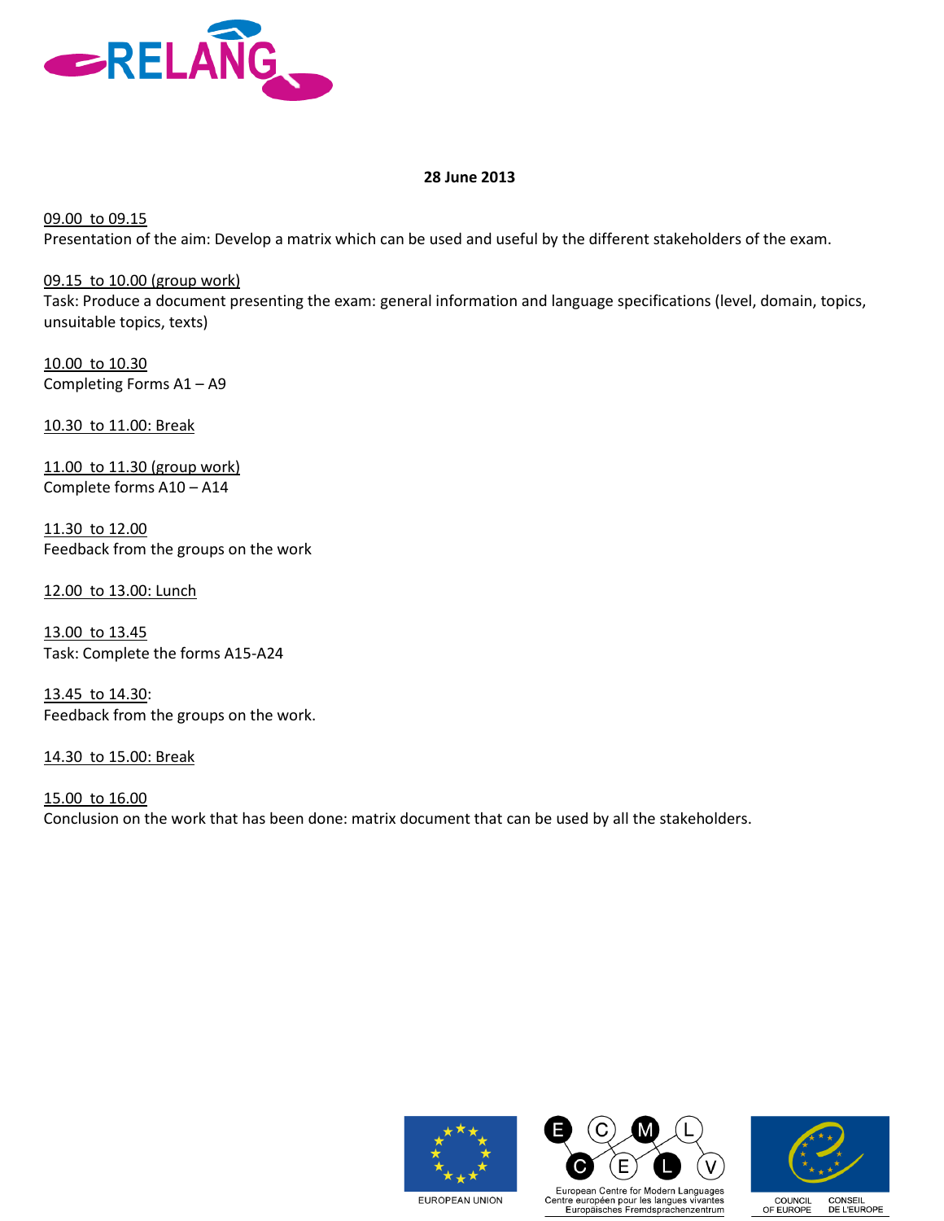**28 June 2013**

09.00 to 09.15
Presentation of the aim: Develop a matrix which can be used and useful by the different stakeholders of the exam.

09.15 to 10.00 (group work)
Task: Produce a document presenting the exam: general information and language specifications (level, domain, topics, unsuitable topics, texts)

10.00 to 10.30
Completing Forms A1 – A9

10.30 to 11.00: Break

11.00 to 11.30 (group work)
Complete forms A10 – A14

11.30 to 12.00
Feedback from the groups on the work

12.00 to 13.00: Lunch

13.00 to 13.45
Task: Complete the forms A15-A24

13.45 to 14.30:
Feedback from the groups on the work.

14.30 to 15.00: Break

15.00 to 16.00
Conclusion on the work that has been done: matrix document that can be used by all the stakeholders.